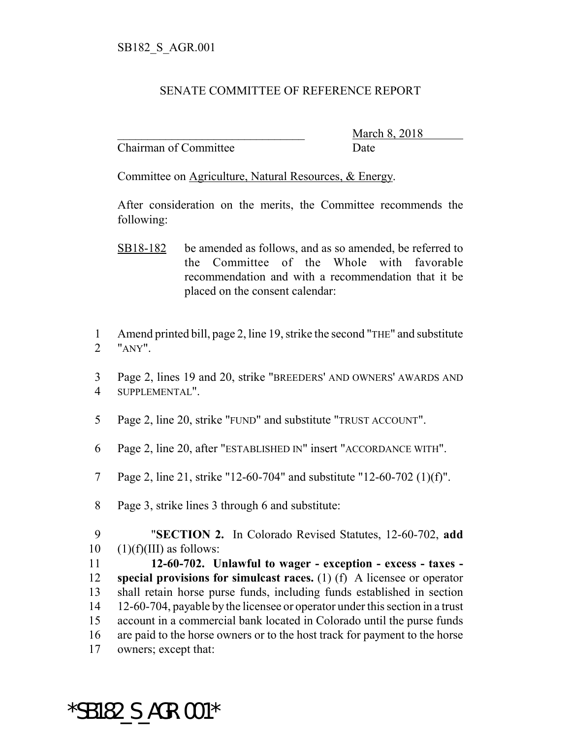SB182_S_AGR.001

SENATE COMMITTEE OF REFERENCE REPORT

________________________________ March 8, 2018
Chairman of Committee Date

Committee on Agriculture, Natural Resources, & Energy.

After consideration on the merits, the Committee recommends the following:

SB18-182 be amended as follows, and as so amended, be referred to the Committee of the Whole with favorable recommendation and with a recommendation that it be placed on the consent calendar:

1 Amend printed bill, page 2, line 19, strike the second "THE" and substitute
2 "ANY".

3 Page 2, lines 19 and 20, strike "BREEDERS' AND OWNERS' AWARDS AND
4 SUPPLEMENTAL".

5 Page 2, line 20, strike "FUND" and substitute "TRUST ACCOUNT".

6 Page 2, line 20, after "ESTABLISHED IN" insert "ACCORDANCE WITH".

7 Page 2, line 21, strike "12-60-704" and substitute "12-60-702 (1)(f)".

8 Page 3, strike lines 3 through 6 and substitute:

9 "**SECTION 2.** In Colorado Revised Statutes, 12-60-702, **add**
10 (1)(f)(III) as follows:

11 **12-60-702. Unlawful to wager - exception - excess - taxes -**
12 **special provisions for simulcast races.** (1) (f) A licensee or operator
13 shall retain horse purse funds, including funds established in section
14 12-60-704, payable by the licensee or operator under this section in a trust
15 account in a commercial bank located in Colorado until the purse funds
16 are paid to the horse owners or to the host track for payment to the horse
17 owners; except that:

*SB182_S_AGR.001*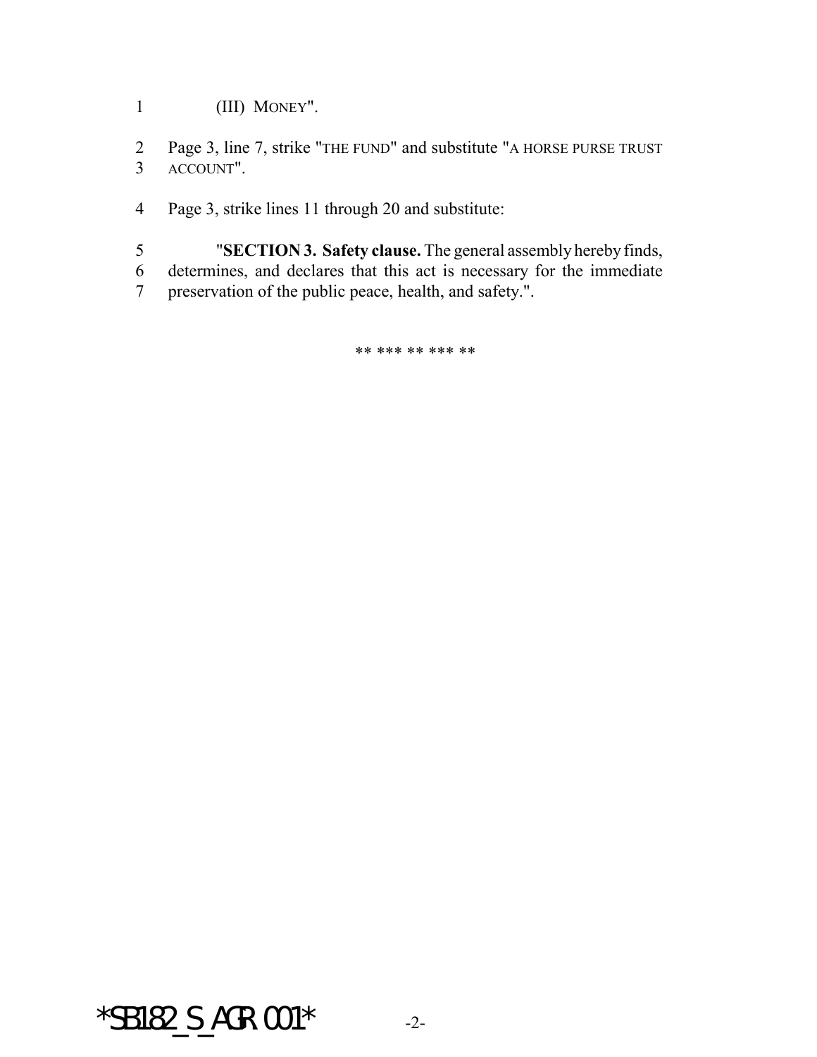1 (III) MONEY".

2 Page 3, line 7, strike "THE FUND" and substitute "A HORSE PURSE TRUST
3 ACCOUNT".

4 Page 3, strike lines 11 through 20 and substitute:

5 "**SECTION 3. Safety clause.** The general assembly hereby finds,
6 determines, and declares that this act is necessary for the immediate
7 preservation of the public peace, health, and safety.".

** *** ** *** **

*SB182_S_AGR.001*